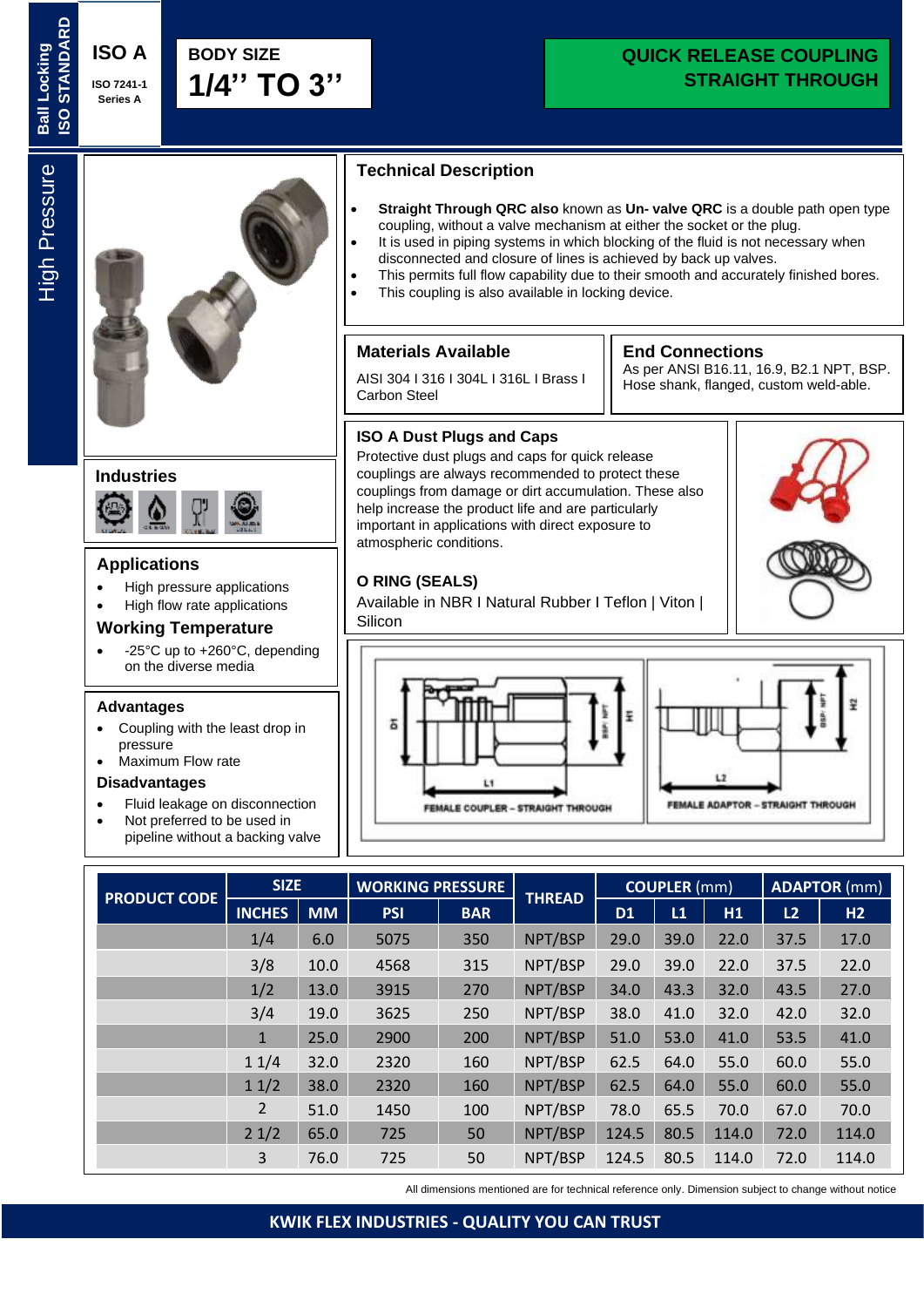Ball Locking ISO STANDARD

# ISO A

ISO 7241-1 Series A

BODY SIZE

# 1/4'' TO 3''

## QUICK RELEASE COUPLING STRAIGHT THROUGH

High Pressure

## Technical Description

- **Straight Through QRC also** known as **Un- valve QRC** is a double path open type coupling, without a valve mechanism at either the socket or the plug.
- It is used in piping systems in which blocking of the fluid is not necessary when disconnected and closure of lines is achieved by back up valves.
- This permits full flow capability due to their smooth and accurately finished bores.
- This coupling is also available in locking device.

## Materials Available

AISI 304 I 316 I 304L I 316L I Brass I Carbon Steel

## End Connections

As per ANSI B16.11, 16.9, B2.1 NPT, BSP. Hose shank, flanged, custom weld-able.

## Industries

## ISO A Dust Plugs and Caps

Protective dust plugs and caps for quick release couplings are always recommended to protect these couplings from damage or dirt accumulation. These also help increase the product life and are particularly important in applications with direct exposure to atmospheric conditions.

## O RING (SEALS)

Available in NBR I Natural Rubber I Teflon | Viton | Silicon

## Applications

- High pressure applications
- High flow rate applications

## Working Temperature

- -25°C up to +260°C, depending on the diverse media

## Advantages

- Coupling with the least drop in pressure
- Maximum Flow rate

## Disadvantages

- Fluid leakage on disconnection
- Not preferred to be used in pipeline without a backing valve

FEMALE COUPLER – STRAIGHT THROUGH

FEMALE ADAPTOR – STRAIGHT THROUGH

| PRODUCT CODE | SIZE | | WORKING PRESSURE | | THREAD | COUPLER (mm) | | | ADAPTOR (mm) | |
|---|---|---|---|---|---|---|---|---|---|---|
| | INCHES | MM | PSI | BAR | | D1 | L1 | H1 | L2 | H2 |
| | 1/4 | 6.0 | 5075 | 350 | NPT/BSP | 29.0 | 39.0 | 22.0 | 37.5 | 17.0 |
| | 3/8 | 10.0 | 4568 | 315 | NPT/BSP | 29.0 | 39.0 | 22.0 | 37.5 | 22.0 |
| | 1/2 | 13.0 | 3915 | 270 | NPT/BSP | 34.0 | 43.3 | 32.0 | 43.5 | 27.0 |
| | 3/4 | 19.0 | 3625 | 250 | NPT/BSP | 38.0 | 41.0 | 32.0 | 42.0 | 32.0 |
| | 1 | 25.0 | 2900 | 200 | NPT/BSP | 51.0 | 53.0 | 41.0 | 53.5 | 41.0 |
| | 1 1/4 | 32.0 | 2320 | 160 | NPT/BSP | 62.5 | 64.0 | 55.0 | 60.0 | 55.0 |
| | 1 1/2 | 38.0 | 2320 | 160 | NPT/BSP | 62.5 | 64.0 | 55.0 | 60.0 | 55.0 |
| | 2 | 51.0 | 1450 | 100 | NPT/BSP | 78.0 | 65.5 | 70.0 | 67.0 | 70.0 |
| | 2 1/2 | 65.0 | 725 | 50 | NPT/BSP | 124.5 | 80.5 | 114.0 | 72.0 | 114.0 |
| | 3 | 76.0 | 725 | 50 | NPT/BSP | 124.5 | 80.5 | 114.0 | 72.0 | 114.0 |

All dimensions mentioned are for technical reference only. Dimension subject to change without notice

KWIK FLEX INDUSTRIES - QUALITY YOU CAN TRUST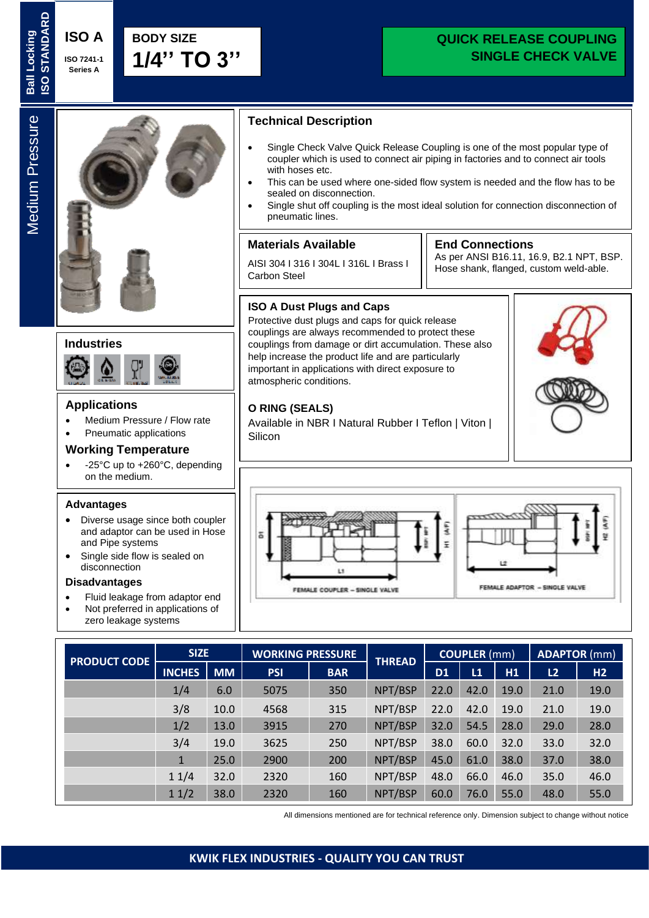Ball Locking ISO STANDARD

**ISO A**

ISO 7241-1 Series A

**BODY SIZE**

# 1/4'' TO 3''

## QUICK RELEASE COUPLING SINGLE CHECK VALVE

Medium Pressure

## Technical Description

- Single Check Valve Quick Release Coupling is one of the most popular type of coupler which is used to connect air piping in factories and to connect air tools with hoses etc.
- This can be used where one-sided flow system is needed and the flow has to be sealed on disconnection.
- Single shut off coupling is the most ideal solution for connection disconnection of pneumatic lines.

## Materials Available

AISI 304 I 316 I 304L I 316L I Brass I Carbon Steel

## End Connections

As per ANSI B16.11, 16.9, B2.1 NPT, BSP. Hose shank, flanged, custom weld-able.

## Industries

## ISO A Dust Plugs and Caps

Protective dust plugs and caps for quick release couplings are always recommended to protect these couplings from damage or dirt accumulation. These also help increase the product life and are particularly important in applications with direct exposure to atmospheric conditions.

## O RING (SEALS)

Available in NBR I Natural Rubber I Teflon | Viton | Silicon

## Applications

- Medium Pressure / Flow rate
- Pneumatic applications

## Working Temperature

- -25°C up to +260°C, depending on the medium.

## Advantages

- Diverse usage since both coupler and adaptor can be used in Hose and Pipe systems
- Single side flow is sealed on disconnection

## Disadvantages

- Fluid leakage from adaptor end
- Not preferred in applications of zero leakage systems

FEMALE COUPLER – SINGLE VALVE

FEMALE ADAPTOR – SINGLE VALVE

| PRODUCT CODE | SIZE | | WORKING PRESSURE | | THREAD | COUPLER (mm) | | | ADAPTOR (mm) | |
|---|---|---|---|---|---|---|---|---|---|---|
| | INCHES | MM | PSI | BAR | | D1 | L1 | H1 | L2 | H2 |
| | 1/4 | 6.0 | 5075 | 350 | NPT/BSP | 22.0 | 42.0 | 19.0 | 21.0 | 19.0 |
| | 3/8 | 10.0 | 4568 | 315 | NPT/BSP | 22.0 | 42.0 | 19.0 | 21.0 | 19.0 |
| | 1/2 | 13.0 | 3915 | 270 | NPT/BSP | 32.0 | 54.5 | 28.0 | 29.0 | 28.0 |
| | 3/4 | 19.0 | 3625 | 250 | NPT/BSP | 38.0 | 60.0 | 32.0 | 33.0 | 32.0 |
| | 1 | 25.0 | 2900 | 200 | NPT/BSP | 45.0 | 61.0 | 38.0 | 37.0 | 38.0 |
| | 1 1/4 | 32.0 | 2320 | 160 | NPT/BSP | 48.0 | 66.0 | 46.0 | 35.0 | 46.0 |
| | 1 1/2 | 38.0 | 2320 | 160 | NPT/BSP | 60.0 | 76.0 | 55.0 | 48.0 | 55.0 |

All dimensions mentioned are for technical reference only. Dimension subject to change without notice

**KWIK FLEX INDUSTRIES - QUALITY YOU CAN TRUST**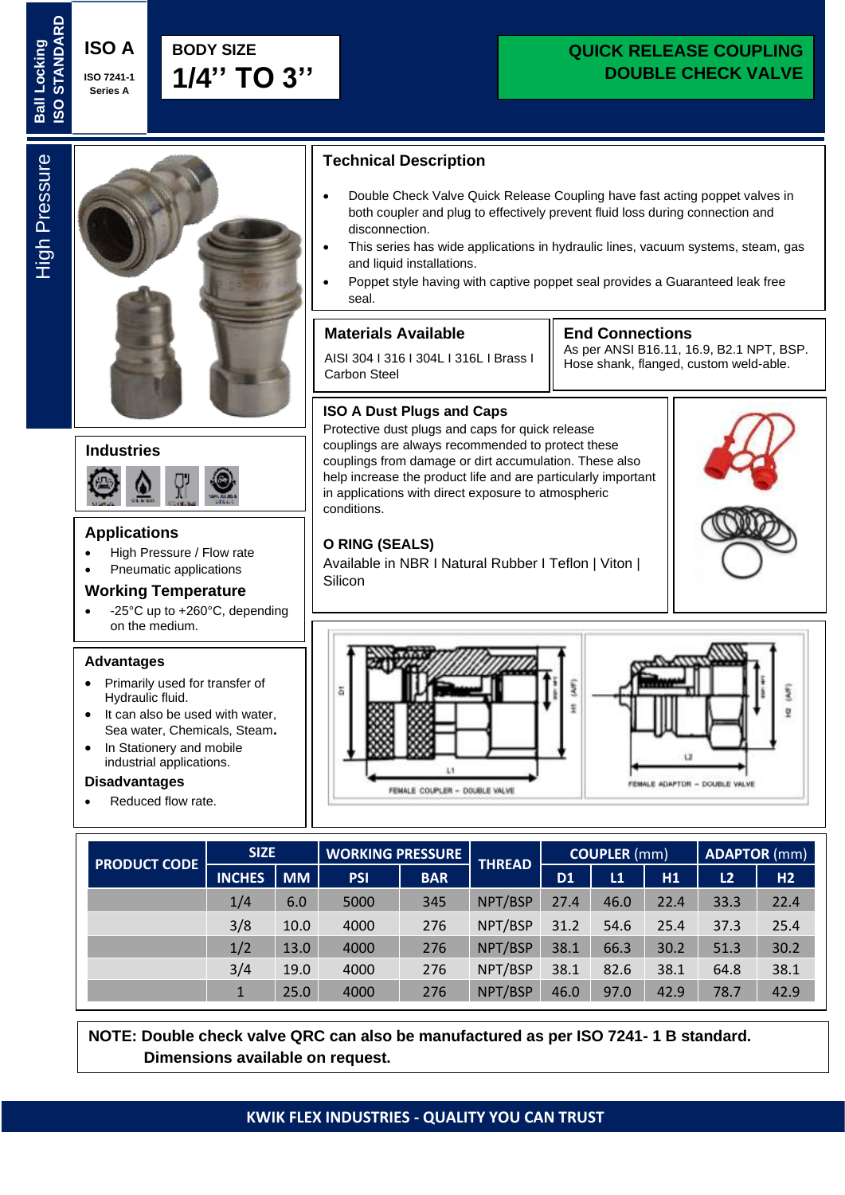Ball Locking
ISO STANDARD

# ISO A

ISO 7241-1
Series A

## BODY SIZE
**1/4'' TO 3''**

## QUICK RELEASE COUPLING DOUBLE CHECK VALVE

High Pressure

### Technical Description

- Double Check Valve Quick Release Coupling have fast acting poppet valves in both coupler and plug to effectively prevent fluid loss during connection and disconnection.
- This series has wide applications in hydraulic lines, vacuum systems, steam, gas and liquid installations.
- Poppet style having with captive poppet seal provides a Guaranteed leak free seal.

### Materials Available

AISI 304 I 316 I 304L I 316L I Brass I Carbon Steel

### End Connections

As per ANSI B16.11, 16.9, B2.1 NPT, BSP. Hose shank, flanged, custom weld-able.

### Industries

### ISO A Dust Plugs and Caps

Protective dust plugs and caps for quick release couplings are always recommended to protect these couplings from damage or dirt accumulation. These also help increase the product life and are particularly important in applications with direct exposure to atmospheric conditions.

### O RING (SEALS)

Available in NBR I Natural Rubber I Teflon I Viton | Silicon

### Applications

- High Pressure / Flow rate
- Pneumatic applications

### Working Temperature

- -25°C up to +260°C, depending on the medium.

### Advantages

- Primarily used for transfer of Hydraulic fluid.
- It can also be used with water, Sea water, Chemicals, Steam.
- In Stationery and mobile industrial applications.

### Disadvantages

- Reduced flow rate.

D1
H1 (A/F)
L1
FEMALE COUPLER – DOUBLE VALVE

H2 (A/F)
L2
FEMALE ADAPTOR – DOUBLE VALVE

| PRODUCT CODE | SIZE | | WORKING PRESSURE | | THREAD | COUPLER (mm) | | | ADAPTOR (mm) | |
|---|---|---|---|---|---|---|---|---|---|---|
| | INCHES | MM | PSI | BAR | | D1 | L1 | H1 | L2 | H2 |
| | 1/4 | 6.0 | 5000 | 345 | NPT/BSP | 27.4 | 46.0 | 22.4 | 33.3 | 22.4 |
| | 3/8 | 10.0 | 4000 | 276 | NPT/BSP | 31.2 | 54.6 | 25.4 | 37.3 | 25.4 |
| | 1/2 | 13.0 | 4000 | 276 | NPT/BSP | 38.1 | 66.3 | 30.2 | 51.3 | 30.2 |
| | 3/4 | 19.0 | 4000 | 276 | NPT/BSP | 38.1 | 82.6 | 38.1 | 64.8 | 38.1 |
| | 1 | 25.0 | 4000 | 276 | NPT/BSP | 46.0 | 97.0 | 42.9 | 78.7 | 42.9 |

**NOTE: Double check valve QRC can also be manufactured as per ISO 7241- 1 B standard. Dimensions available on request.**

**KWIK FLEX INDUSTRIES - QUALITY YOU CAN TRUST**